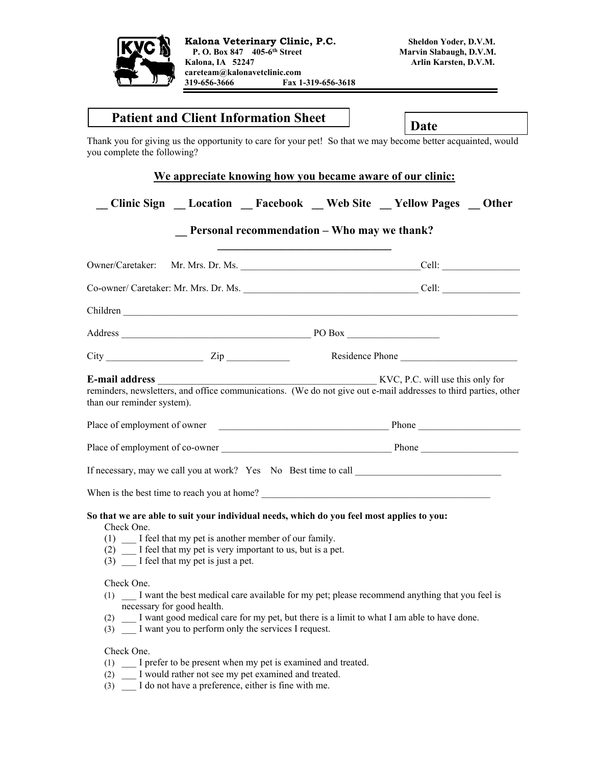**Kalona Veterinary Clinic, P.C.**
**P. O. Box 847 405-6th Street**
**Kalona, IA 52247**
**careteam@kalonavetclinic.com**
**319-656-3666 Fax 1-319-656-3618**

**Sheldon Yoder, D.V.M.**
**Marvin Slabaugh, D.V.M.**
**Arlin Karsten, D.V.M.**

# Patient and Client Information Sheet

**Date**

Thank you for giving us the opportunity to care for your pet! So that we may become better acquainted, would you complete the following?

## We appreciate knowing how you became aware of our clinic:

**__ Clinic Sign __ Location __ Facebook __ Web Site __ Yellow Pages __ Other**

**__ Personal recommendation – Who may we thank? ______________________________**

Owner/Caretaker: Mr. Mrs. Dr. Ms. ____________________________________Cell: ________________

Co-owner/ Caretaker: Mr. Mrs. Dr. Ms. ___________________________________ Cell: ________________

Children ____________________________________________________________________________

Address _______________________________________ PO Box ___________________

City ____________________ Zip _____________ Residence Phone ________________________

**E-mail address** _____________________________________________ KVC, P.C. will use this only for reminders, newsletters, and office communications. (We do not give out e-mail addresses to third parties, other than our reminder system).

Place of employment of owner ___________________________________ Phone _____________________

Place of employment of co-owner ___________________________________ Phone ____________________

If necessary, may we call you at work? Yes No Best time to call ______________________________

When is the best time to reach you at home? _______________________________________________

**So that we are able to suit your individual needs, which do you feel most applies to you:**

Check One.
(1) ___ I feel that my pet is another member of our family.
(2) ___ I feel that my pet is very important to us, but is a pet.
(3) ___ I feel that my pet is just a pet.

Check One.
(1) ___ I want the best medical care available for my pet; please recommend anything that you feel is necessary for good health.
(2) ___ I want good medical care for my pet, but there is a limit to what I am able to have done.
(3) ___ I want you to perform only the services I request.

Check One.
(1) ___ I prefer to be present when my pet is examined and treated.
(2) ___ I would rather not see my pet examined and treated.
(3) ___ I do not have a preference, either is fine with me.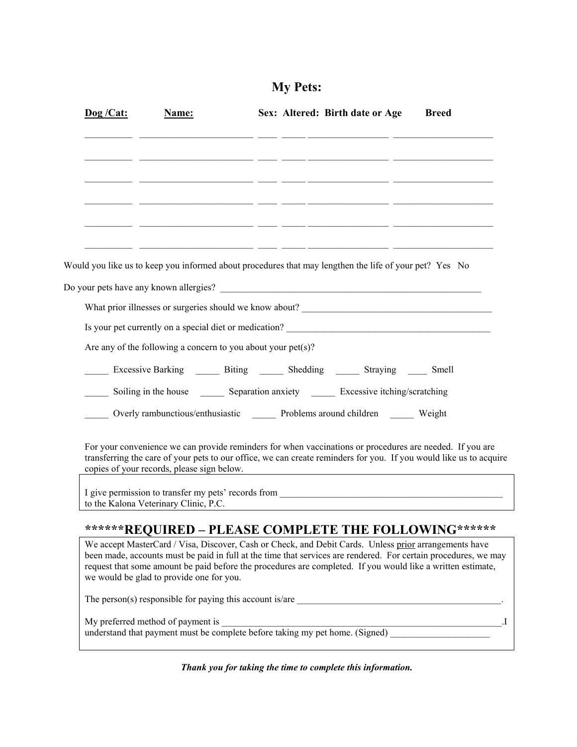# My Pets:

| Dog /Cat: | Name: | Sex: | Altered: | Birth date or Age | Breed |
|---|---|---|---|---|---|
| | | | | | |
| | | | | | |
| | | | | | |
| | | | | | |
| | | | | | |
| | | | | | |

Would you like us to keep you informed about procedures that may lengthen the life of your pet? Yes No

Do your pets have any known allergies? ___________________________________________________________

What prior illnesses or surgeries should we know about? __________________________________________

Is your pet currently on a special diet or medication? _____________________________________________

Are any of the following a concern to you about your pet(s)?

_____ Excessive Barking _____ Biting _____ Shedding _____ Straying ____ Smell

_____ Soiling in the house _____ Separation anxiety _____ Excessive itching/scratching

_____ Overly rambunctious/enthusiastic _____ Problems around children _____ Weight

For your convenience we can provide reminders for when vaccinations or procedures are needed. If you are transferring the care of your pets to our office, we can create reminders for you. If you would like us to acquire copies of your records, please sign below.

I give permission to transfer my pets' records from _________________________________________________ to the Kalona Veterinary Clinic, P.C.

## ******REQUIRED – PLEASE COMPLETE THE FOLLOWING******

We accept MasterCard / Visa, Discover, Cash or Check, and Debit Cards. Unless prior arrangements have been made, accounts must be paid in full at the time that services are rendered. For certain procedures, we may request that some amount be paid before the procedures are completed. If you would like a written estimate, we would be glad to provide one for you.

The person(s) responsible for paying this account is/are _____________________________________________.

My preferred method of payment is _________________________________________________________________.I understand that payment must be complete before taking my pet home. (Signed) _____________________

***Thank you for taking the time to complete this information.***